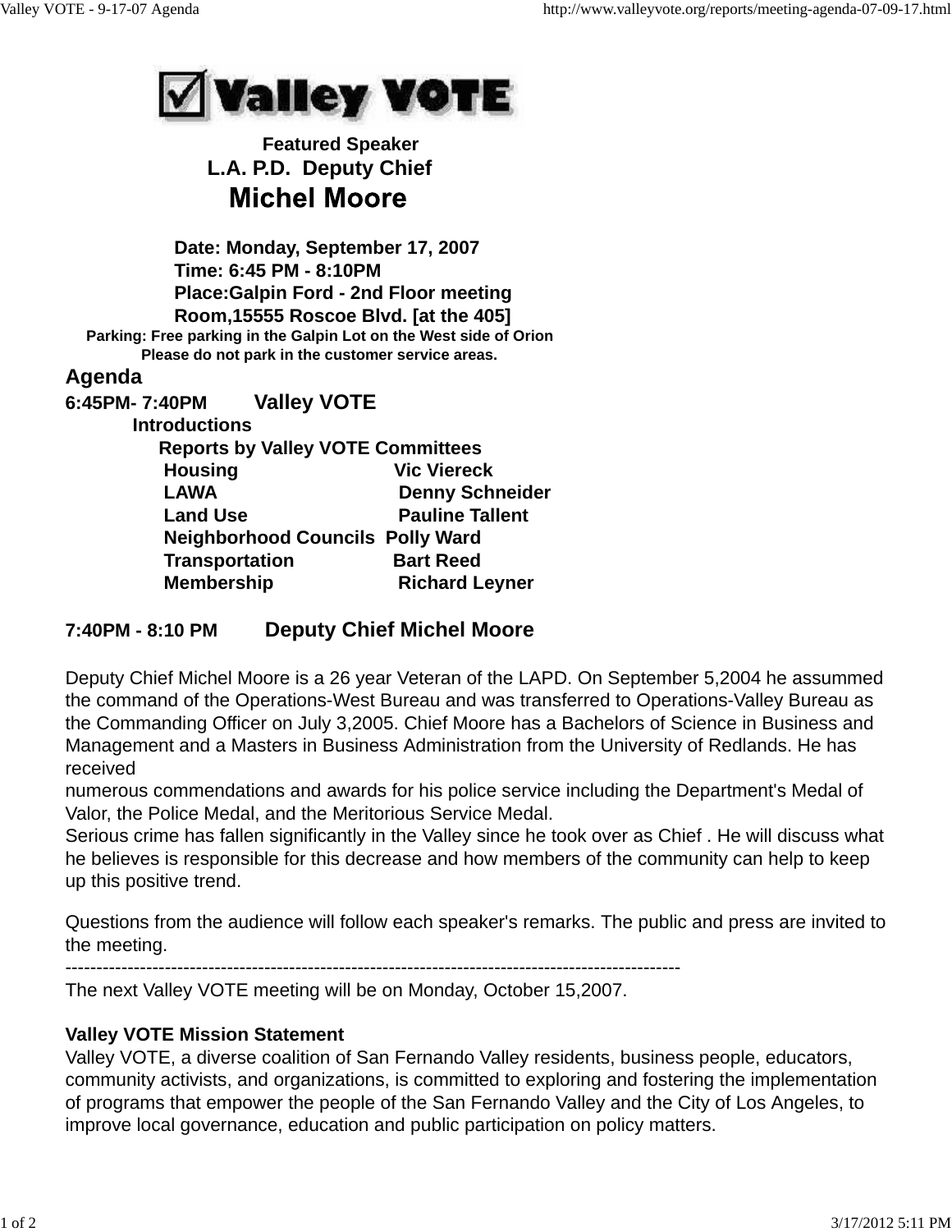# Valley VOTE

**Featured Speaker**

**L.A. P.D. Deputy Chief**

## Michel Moore

**Date: Monday, September 17, 2007**
**Time: 6:45 PM - 8:10PM**
**Place:Galpin Ford - 2nd Floor meeting Room,15555 Roscoe Blvd. [at the 405]**

**Parking: Free parking in the Galpin Lot on the West side of Orion**
**Please do not park in the customer service areas.**

## Agenda

**6:45PM- 7:40PM Valley VOTE**

**Introductions**

**Reports by Valley VOTE Committees**

| | |
|---|---|
| **Housing** | **Vic Viereck** |
| **LAWA** | **Denny Schneider** |
| **Land Use** | **Pauline Tallent** |
| **Neighborhood Councils** | **Polly Ward** |
| **Transportation** | **Bart Reed** |
| **Membership** | **Richard Leyner** |

**7:40PM - 8:10 PM Deputy Chief Michel Moore**

Deputy Chief Michel Moore is a 26 year Veteran of the LAPD. On September 5,2004 he assummed the command of the Operations-West Bureau and was transferred to Operations-Valley Bureau as the Commanding Officer on July 3,2005. Chief Moore has a Bachelors of Science in Business and Management and a Masters in Business Administration from the University of Redlands. He has received
numerous commendations and awards for his police service including the Department's Medal of Valor, the Police Medal, and the Meritorious Service Medal.
Serious crime has fallen significantly in the Valley since he took over as Chief . He will discuss what he believes is responsible for this decrease and how members of the community can help to keep up this positive trend.

Questions from the audience will follow each speaker's remarks. The public and press are invited to the meeting.

---

The next Valley VOTE meeting will be on Monday, October 15,2007.

**Valley VOTE Mission Statement**

Valley VOTE, a diverse coalition of San Fernando Valley residents, business people, educators, community activists, and organizations, is committed to exploring and fostering the implementation of programs that empower the people of the San Fernando Valley and the City of Los Angeles, to improve local governance, education and public participation on policy matters.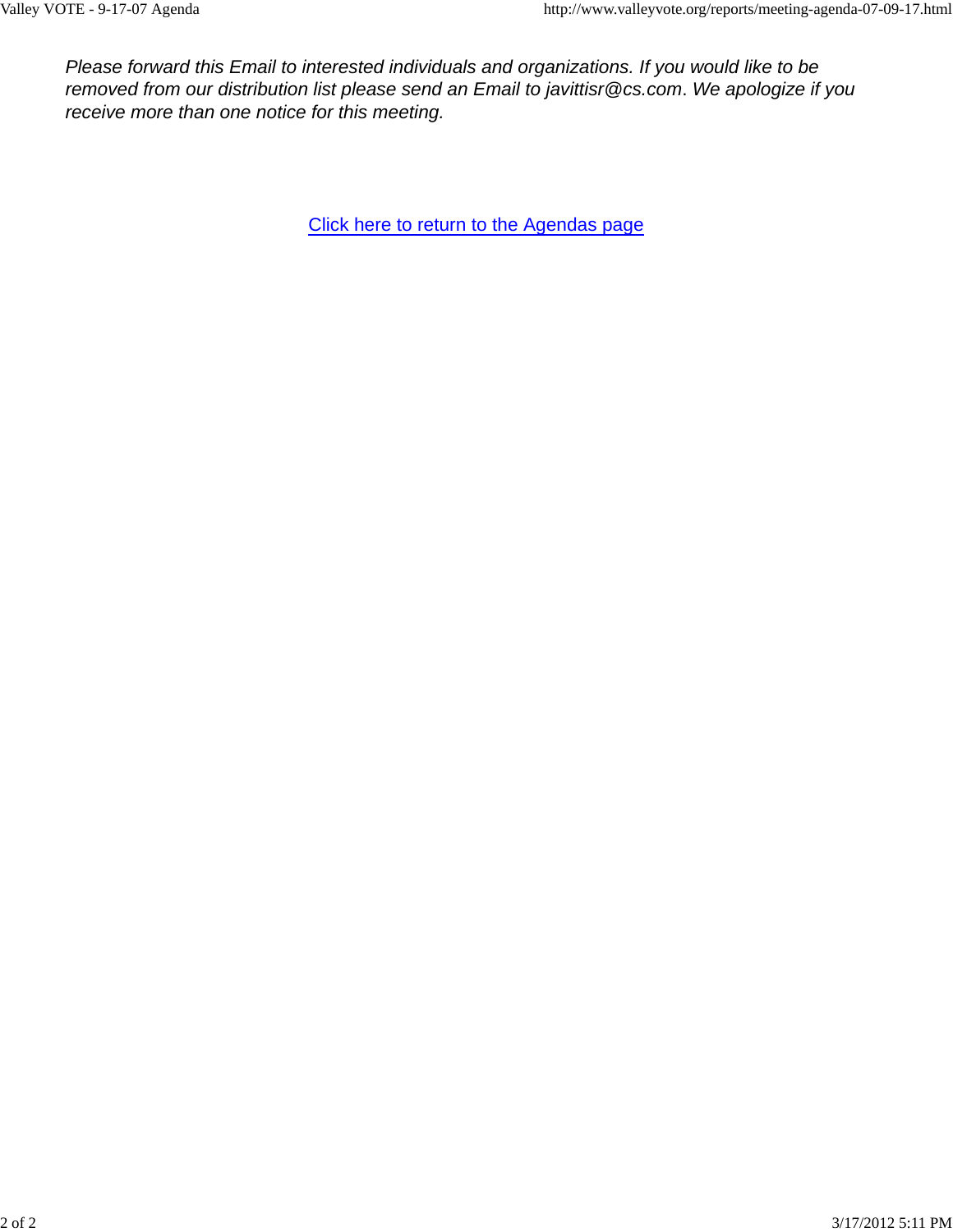*Please forward this Email to interested individuals and organizations. If you would like to be removed from our distribution list please send an Email to javittisr@cs.com. We apologize if you receive more than one notice for this meeting.*

Click here to return to the Agendas page